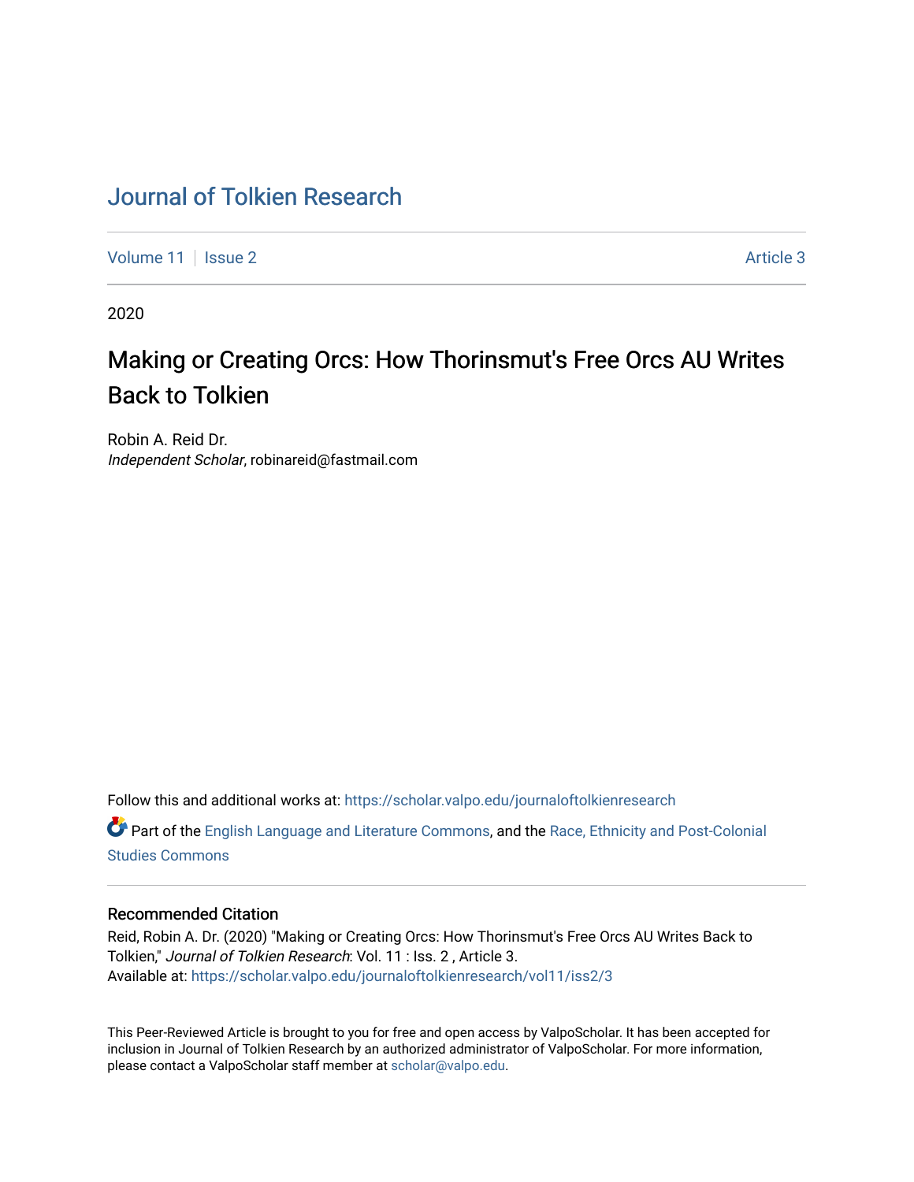# Journal of Tolkien Research

Volume 11 | Issue 2 | Article 3

2020

## Making or Creating Orcs: How Thorinsmut's Free Orcs AU Writes Back to Tolkien

Robin A. Reid Dr.
*Independent Scholar*, robinareid@fastmail.com

Follow this and additional works at: https://scholar.valpo.edu/journaloftolkienresearch

Part of the English Language and Literature Commons, and the Race, Ethnicity and Post-Colonial Studies Commons

### Recommended Citation

Reid, Robin A. Dr. (2020) "Making or Creating Orcs: How Thorinsmut's Free Orcs AU Writes Back to Tolkien," *Journal of Tolkien Research*: Vol. 11 : Iss. 2 , Article 3.
Available at: https://scholar.valpo.edu/journaloftolkienresearch/vol11/iss2/3

This Peer-Reviewed Article is brought to you for free and open access by ValpoScholar. It has been accepted for inclusion in Journal of Tolkien Research by an authorized administrator of ValpoScholar. For more information, please contact a ValpoScholar staff member at scholar@valpo.edu.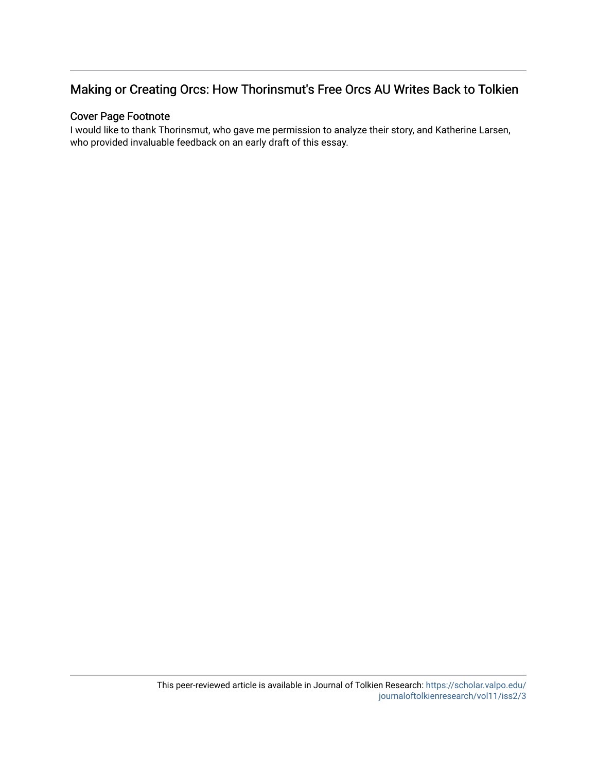## Making or Creating Orcs: How Thorinsmut's Free Orcs AU Writes Back to Tolkien

### Cover Page Footnote

I would like to thank Thorinsmut, who gave me permission to analyze their story, and Katherine Larsen, who provided invaluable feedback on an early draft of this essay.

This peer-reviewed article is available in Journal of Tolkien Research: https://scholar.valpo.edu/journaloftolkienresearch/vol11/iss2/3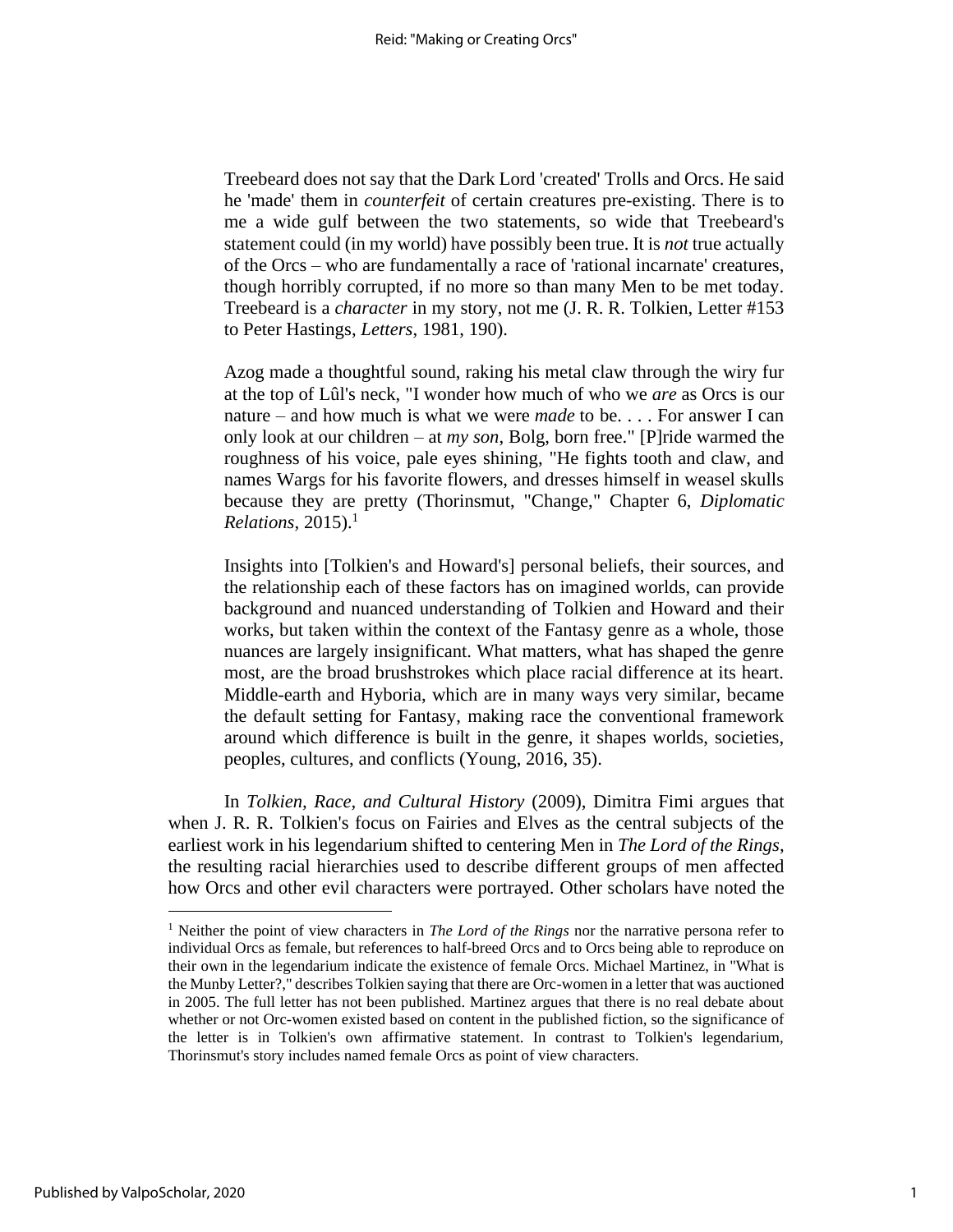> Treebeard does not say that the Dark Lord 'created' Trolls and Orcs. He said he 'made' them in *counterfeit* of certain creatures pre-existing. There is to me a wide gulf between the two statements, so wide that Treebeard's statement could (in my world) have possibly been true. It is *not* true actually of the Orcs – who are fundamentally a race of 'rational incarnate' creatures, though horribly corrupted, if no more so than many Men to be met today. Treebeard is a *character* in my story, not me (J. R. R. Tolkien, Letter #153 to Peter Hastings, *Letters*, 1981, 190).

> Azog made a thoughtful sound, raking his metal claw through the wiry fur at the top of Lûl's neck, "I wonder how much of who we *are* as Orcs is our nature – and how much is what we were *made* to be. . . . For answer I can only look at our children – at *my son*, Bolg, born free." [P]ride warmed the roughness of his voice, pale eyes shining, "He fights tooth and claw, and names Wargs for his favorite flowers, and dresses himself in weasel skulls because they are pretty (Thorinsmut, "Change," Chapter 6, *Diplomatic Relations*, 2015).[1]

> Insights into [Tolkien's and Howard's] personal beliefs, their sources, and the relationship each of these factors has on imagined worlds, can provide background and nuanced understanding of Tolkien and Howard and their works, but taken within the context of the Fantasy genre as a whole, those nuances are largely insignificant. What matters, what has shaped the genre most, are the broad brushstrokes which place racial difference at its heart. Middle-earth and Hyboria, which are in many ways very similar, became the default setting for Fantasy, making race the conventional framework around which difference is built in the genre, it shapes worlds, societies, peoples, cultures, and conflicts (Young, 2016, 35).

In *Tolkien, Race, and Cultural History* (2009), Dimitra Fimi argues that when J. R. R. Tolkien's focus on Fairies and Elves as the central subjects of the earliest work in his legendarium shifted to centering Men in *The Lord of the Rings*, the resulting racial hierarchies used to describe different groups of men affected how Orcs and other evil characters were portrayed. Other scholars have noted the

[1] Neither the point of view characters in *The Lord of the Rings* nor the narrative persona refer to individual Orcs as female, but references to half-breed Orcs and to Orcs being able to reproduce on their own in the legendarium indicate the existence of female Orcs. Michael Martinez, in "What is the Munby Letter?," describes Tolkien saying that there are Orc-women in a letter that was auctioned in 2005. The full letter has not been published. Martinez argues that there is no real debate about whether or not Orc-women existed based on content in the published fiction, so the significance of the letter is in Tolkien's own affirmative statement. In contrast to Tolkien's legendarium, Thorinsmut's story includes named female Orcs as point of view characters.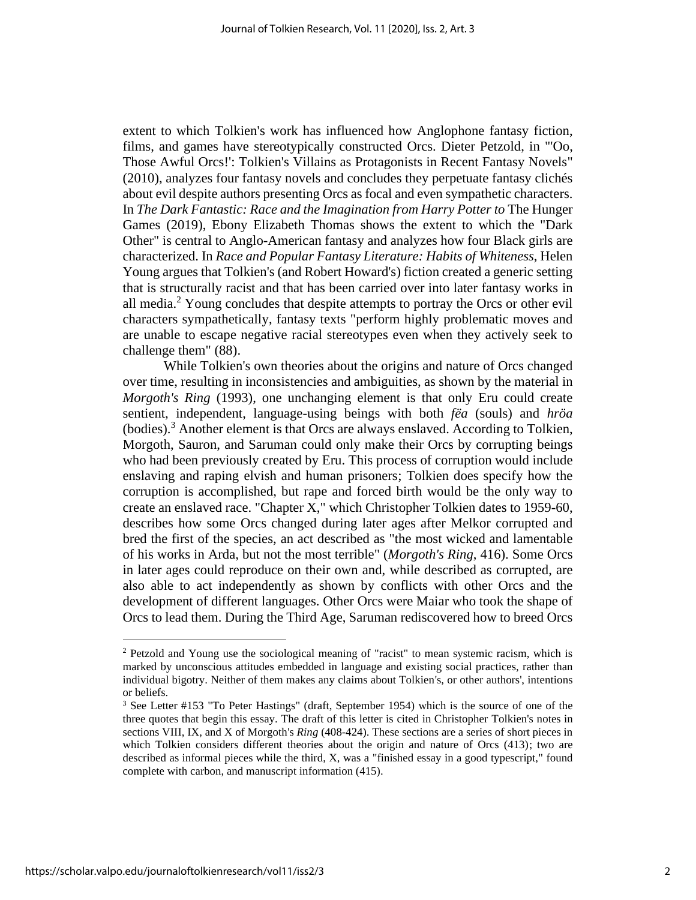extent to which Tolkien's work has influenced how Anglophone fantasy fiction, films, and games have stereotypically constructed Orcs. Dieter Petzold, in "'Oo, Those Awful Orcs!': Tolkien's Villains as Protagonists in Recent Fantasy Novels" (2010), analyzes four fantasy novels and concludes they perpetuate fantasy clichés about evil despite authors presenting Orcs as focal and even sympathetic characters. In *The Dark Fantastic: Race and the Imagination from Harry Potter to* The Hunger Games (2019), Ebony Elizabeth Thomas shows the extent to which the "Dark Other" is central to Anglo-American fantasy and analyzes how four Black girls are characterized. In *Race and Popular Fantasy Literature: Habits of Whiteness*, Helen Young argues that Tolkien's (and Robert Howard's) fiction created a generic setting that is structurally racist and that has been carried over into later fantasy works in all media.[2] Young concludes that despite attempts to portray the Orcs or other evil characters sympathetically, fantasy texts "perform highly problematic moves and are unable to escape negative racial stereotypes even when they actively seek to challenge them" (88).

While Tolkien's own theories about the origins and nature of Orcs changed over time, resulting in inconsistencies and ambiguities, as shown by the material in *Morgoth's Ring* (1993), one unchanging element is that only Eru could create sentient, independent, language-using beings with both *fëa* (souls) and *hröa* (bodies).[3] Another element is that Orcs are always enslaved. According to Tolkien, Morgoth, Sauron, and Saruman could only make their Orcs by corrupting beings who had been previously created by Eru. This process of corruption would include enslaving and raping elvish and human prisoners; Tolkien does specify how the corruption is accomplished, but rape and forced birth would be the only way to create an enslaved race. "Chapter X," which Christopher Tolkien dates to 1959-60, describes how some Orcs changed during later ages after Melkor corrupted and bred the first of the species, an act described as "the most wicked and lamentable of his works in Arda, but not the most terrible" (*Morgoth's Ring*, 416). Some Orcs in later ages could reproduce on their own and, while described as corrupted, are also able to act independently as shown by conflicts with other Orcs and the development of different languages. Other Orcs were Maiar who took the shape of Orcs to lead them. During the Third Age, Saruman rediscovered how to breed Orcs

---

[2] Petzold and Young use the sociological meaning of "racist" to mean systemic racism, which is marked by unconscious attitudes embedded in language and existing social practices, rather than individual bigotry. Neither of them makes any claims about Tolkien's, or other authors', intentions or beliefs.

[3] See Letter #153 "To Peter Hastings" (draft, September 1954) which is the source of one of the three quotes that begin this essay. The draft of this letter is cited in Christopher Tolkien's notes in sections VIII, IX, and X of Morgoth's *Ring* (408-424). These sections are a series of short pieces in which Tolkien considers different theories about the origin and nature of Orcs (413); two are described as informal pieces while the third, X, was a "finished essay in a good typescript," found complete with carbon, and manuscript information (415).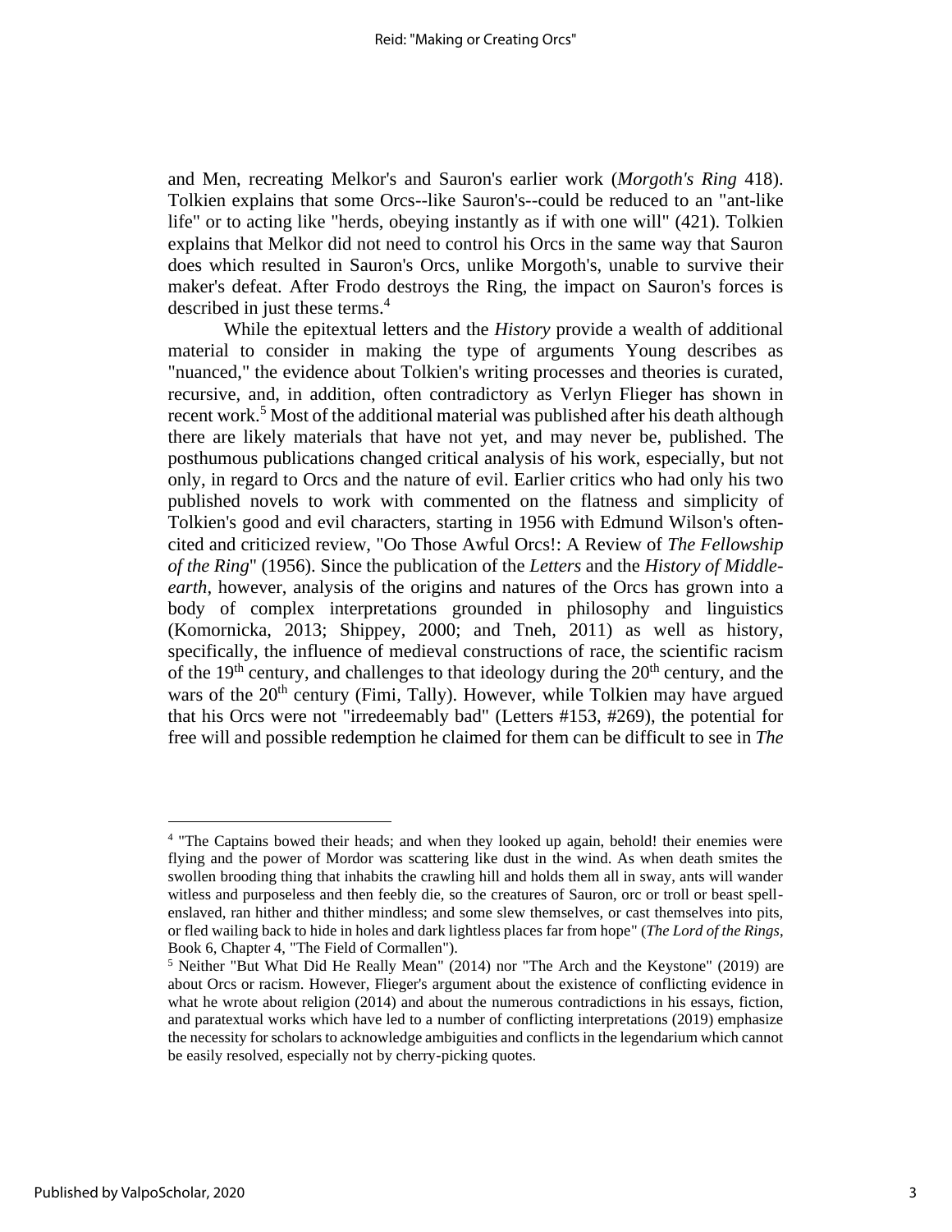and Men, recreating Melkor's and Sauron's earlier work (*Morgoth's Ring* 418). Tolkien explains that some Orcs--like Sauron's--could be reduced to an "ant-like life" or to acting like "herds, obeying instantly as if with one will" (421). Tolkien explains that Melkor did not need to control his Orcs in the same way that Sauron does which resulted in Sauron's Orcs, unlike Morgoth's, unable to survive their maker's defeat. After Frodo destroys the Ring, the impact on Sauron's forces is described in just these terms.[4]

While the epitextual letters and the *History* provide a wealth of additional material to consider in making the type of arguments Young describes as "nuanced," the evidence about Tolkien's writing processes and theories is curated, recursive, and, in addition, often contradictory as Verlyn Flieger has shown in recent work.[5] Most of the additional material was published after his death although there are likely materials that have not yet, and may never be, published. The posthumous publications changed critical analysis of his work, especially, but not only, in regard to Orcs and the nature of evil. Earlier critics who had only his two published novels to work with commented on the flatness and simplicity of Tolkien's good and evil characters, starting in 1956 with Edmund Wilson's often-cited and criticized review, "Oo Those Awful Orcs!: A Review of *The Fellowship of the Ring*" (1956). Since the publication of the *Letters* and the *History of Middle-earth*, however, analysis of the origins and natures of the Orcs has grown into a body of complex interpretations grounded in philosophy and linguistics (Komornicka, 2013; Shippey, 2000; and Tneh, 2011) as well as history, specifically, the influence of medieval constructions of race, the scientific racism of the 19th century, and challenges to that ideology during the 20th century, and the wars of the 20th century (Fimi, Tally). However, while Tolkien may have argued that his Orcs were not "irredeemably bad" (Letters #153, #269), the potential for free will and possible redemption he claimed for them can be difficult to see in *The*

---

[4] "The Captains bowed their heads; and when they looked up again, behold! their enemies were flying and the power of Mordor was scattering like dust in the wind. As when death smites the swollen brooding thing that inhabits the crawling hill and holds them all in sway, ants will wander witless and purposeless and then feebly die, so the creatures of Sauron, orc or troll or beast spell-enslaved, ran hither and thither mindless; and some slew themselves, or cast themselves into pits, or fled wailing back to hide in holes and dark lightless places far from hope" (*The Lord of the Rings*, Book 6, Chapter 4, "The Field of Cormallen").

[5] Neither "But What Did He Really Mean" (2014) nor "The Arch and the Keystone" (2019) are about Orcs or racism. However, Flieger's argument about the existence of conflicting evidence in what he wrote about religion (2014) and about the numerous contradictions in his essays, fiction, and paratextual works which have led to a number of conflicting interpretations (2019) emphasize the necessity for scholars to acknowledge ambiguities and conflicts in the legendarium which cannot be easily resolved, especially not by cherry-picking quotes.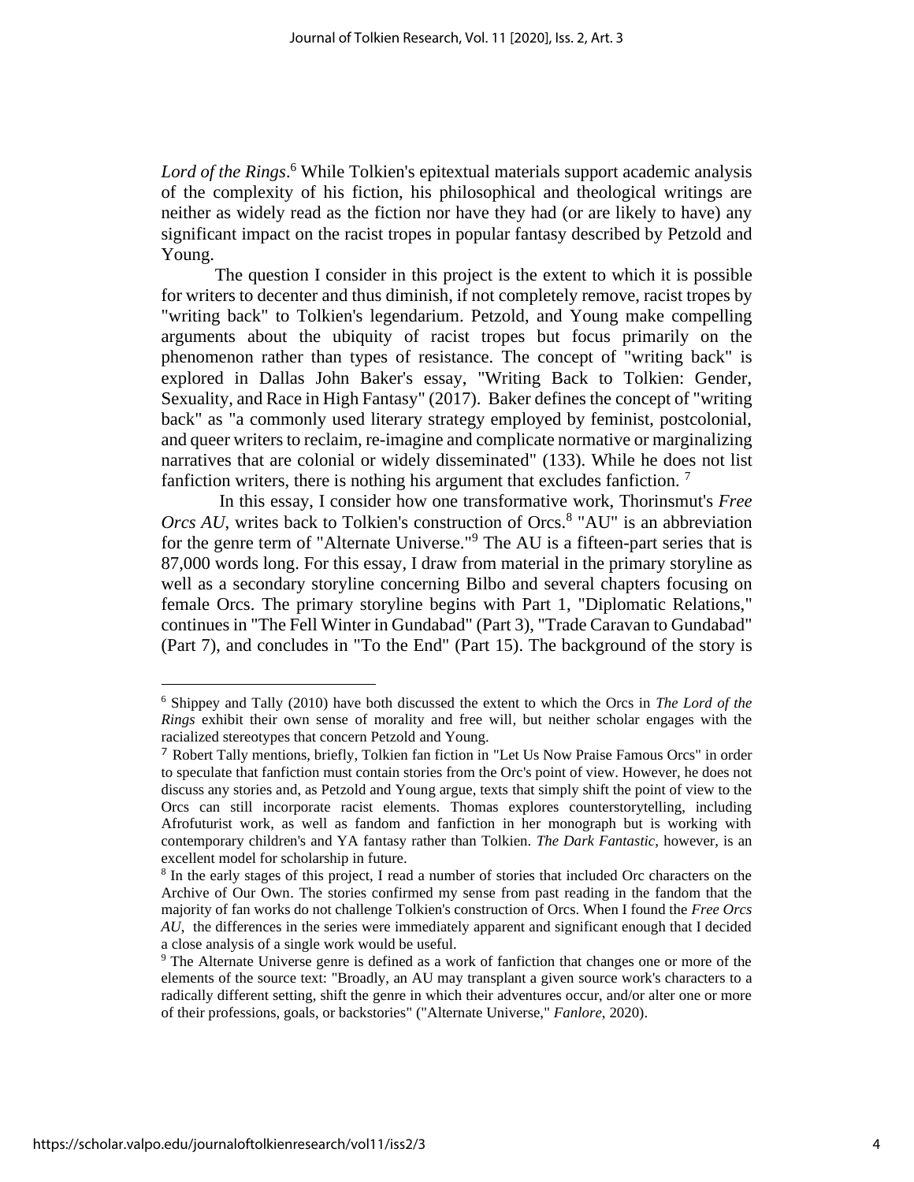*Lord of the Rings*.[6] While Tolkien's epitextual materials support academic analysis of the complexity of his fiction, his philosophical and theological writings are neither as widely read as the fiction nor have they had (or are likely to have) any significant impact on the racist tropes in popular fantasy described by Petzold and Young.

The question I consider in this project is the extent to which it is possible for writers to decenter and thus diminish, if not completely remove, racist tropes by "writing back" to Tolkien's legendarium. Petzold, and Young make compelling arguments about the ubiquity of racist tropes but focus primarily on the phenomenon rather than types of resistance. The concept of "writing back" is explored in Dallas John Baker's essay, "Writing Back to Tolkien: Gender, Sexuality, and Race in High Fantasy" (2017). Baker defines the concept of "writing back" as "a commonly used literary strategy employed by feminist, postcolonial, and queer writers to reclaim, re-imagine and complicate normative or marginalizing narratives that are colonial or widely disseminated" (133). While he does not list fanfiction writers, there is nothing his argument that excludes fanfiction. [7]

In this essay, I consider how one transformative work, Thorinsmut's *Free Orcs AU*, writes back to Tolkien's construction of Orcs.[8] "AU" is an abbreviation for the genre term of "Alternate Universe."[9] The AU is a fifteen-part series that is 87,000 words long. For this essay, I draw from material in the primary storyline as well as a secondary storyline concerning Bilbo and several chapters focusing on female Orcs. The primary storyline begins with Part 1, "Diplomatic Relations," continues in "The Fell Winter in Gundabad" (Part 3), "Trade Caravan to Gundabad" (Part 7), and concludes in "To the End" (Part 15). The background of the story is

---

[6] Shippey and Tally (2010) have both discussed the extent to which the Orcs in *The Lord of the Rings* exhibit their own sense of morality and free will, but neither scholar engages with the racialized stereotypes that concern Petzold and Young.

[7] Robert Tally mentions, briefly, Tolkien fan fiction in "Let Us Now Praise Famous Orcs" in order to speculate that fanfiction must contain stories from the Orc's point of view. However, he does not discuss any stories and, as Petzold and Young argue, texts that simply shift the point of view to the Orcs can still incorporate racist elements. Thomas explores counterstorytelling, including Afrofuturist work, as well as fandom and fanfiction in her monograph but is working with contemporary children's and YA fantasy rather than Tolkien. *The Dark Fantastic*, however, is an excellent model for scholarship in future.

[8] In the early stages of this project, I read a number of stories that included Orc characters on the Archive of Our Own. The stories confirmed my sense from past reading in the fandom that the majority of fan works do not challenge Tolkien's construction of Orcs. When I found the *Free Orcs AU*, the differences in the series were immediately apparent and significant enough that I decided a close analysis of a single work would be useful.

[9] The Alternate Universe genre is defined as a work of fanfiction that changes one or more of the elements of the source text: "Broadly, an AU may transplant a given source work's characters to a radically different setting, shift the genre in which their adventures occur, and/or alter one or more of their professions, goals, or backstories" ("Alternate Universe," *Fanlore*, 2020).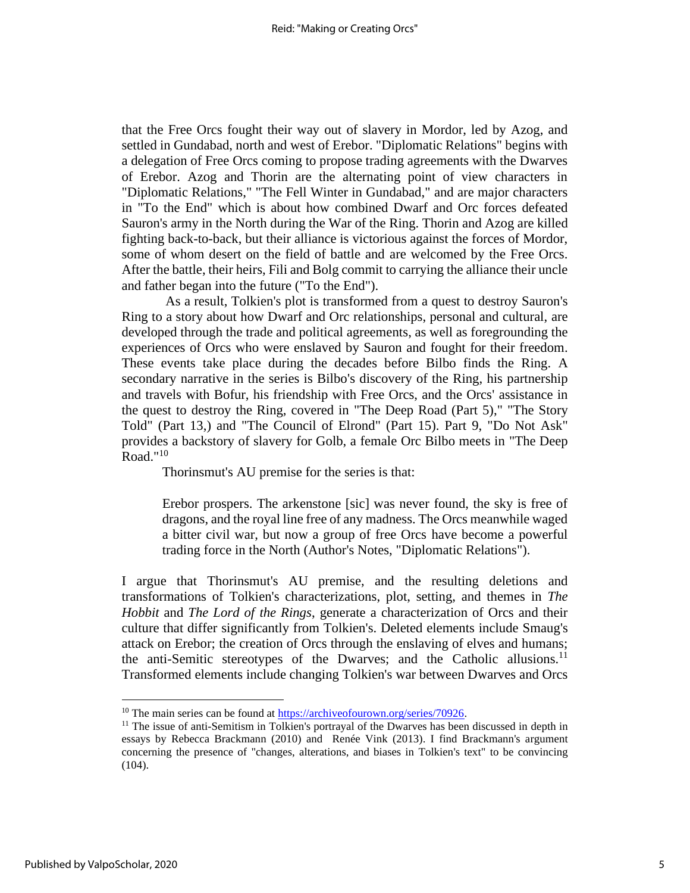that the Free Orcs fought their way out of slavery in Mordor, led by Azog, and settled in Gundabad, north and west of Erebor. "Diplomatic Relations" begins with a delegation of Free Orcs coming to propose trading agreements with the Dwarves of Erebor. Azog and Thorin are the alternating point of view characters in "Diplomatic Relations," "The Fell Winter in Gundabad," and are major characters in "To the End" which is about how combined Dwarf and Orc forces defeated Sauron's army in the North during the War of the Ring. Thorin and Azog are killed fighting back-to-back, but their alliance is victorious against the forces of Mordor, some of whom desert on the field of battle and are welcomed by the Free Orcs. After the battle, their heirs, Fili and Bolg commit to carrying the alliance their uncle and father began into the future ("To the End").

As a result, Tolkien's plot is transformed from a quest to destroy Sauron's Ring to a story about how Dwarf and Orc relationships, personal and cultural, are developed through the trade and political agreements, as well as foregrounding the experiences of Orcs who were enslaved by Sauron and fought for their freedom. These events take place during the decades before Bilbo finds the Ring. A secondary narrative in the series is Bilbo's discovery of the Ring, his partnership and travels with Bofur, his friendship with Free Orcs, and the Orcs' assistance in the quest to destroy the Ring, covered in "The Deep Road (Part 5)," "The Story Told" (Part 13,) and "The Council of Elrond" (Part 15). Part 9, "Do Not Ask" provides a backstory of slavery for Golb, a female Orc Bilbo meets in "The Deep Road."[10]

Thorinsmut's AU premise for the series is that:

> Erebor prospers. The arkenstone [sic] was never found, the sky is free of dragons, and the royal line free of any madness. The Orcs meanwhile waged a bitter civil war, but now a group of free Orcs have become a powerful trading force in the North (Author's Notes, "Diplomatic Relations").

I argue that Thorinsmut's AU premise, and the resulting deletions and transformations of Tolkien's characterizations, plot, setting, and themes in *The Hobbit* and *The Lord of the Rings*, generate a characterization of Orcs and their culture that differ significantly from Tolkien's. Deleted elements include Smaug's attack on Erebor; the creation of Orcs through the enslaving of elves and humans; the anti-Semitic stereotypes of the Dwarves; and the Catholic allusions.[11] Transformed elements include changing Tolkien's war between Dwarves and Orcs

---

[10] The main series can be found at https://archiveofourown.org/series/70926.

[11] The issue of anti-Semitism in Tolkien's portrayal of the Dwarves has been discussed in depth in essays by Rebecca Brackmann (2010) and Renée Vink (2013). I find Brackmann's argument concerning the presence of "changes, alterations, and biases in Tolkien's text" to be convincing (104).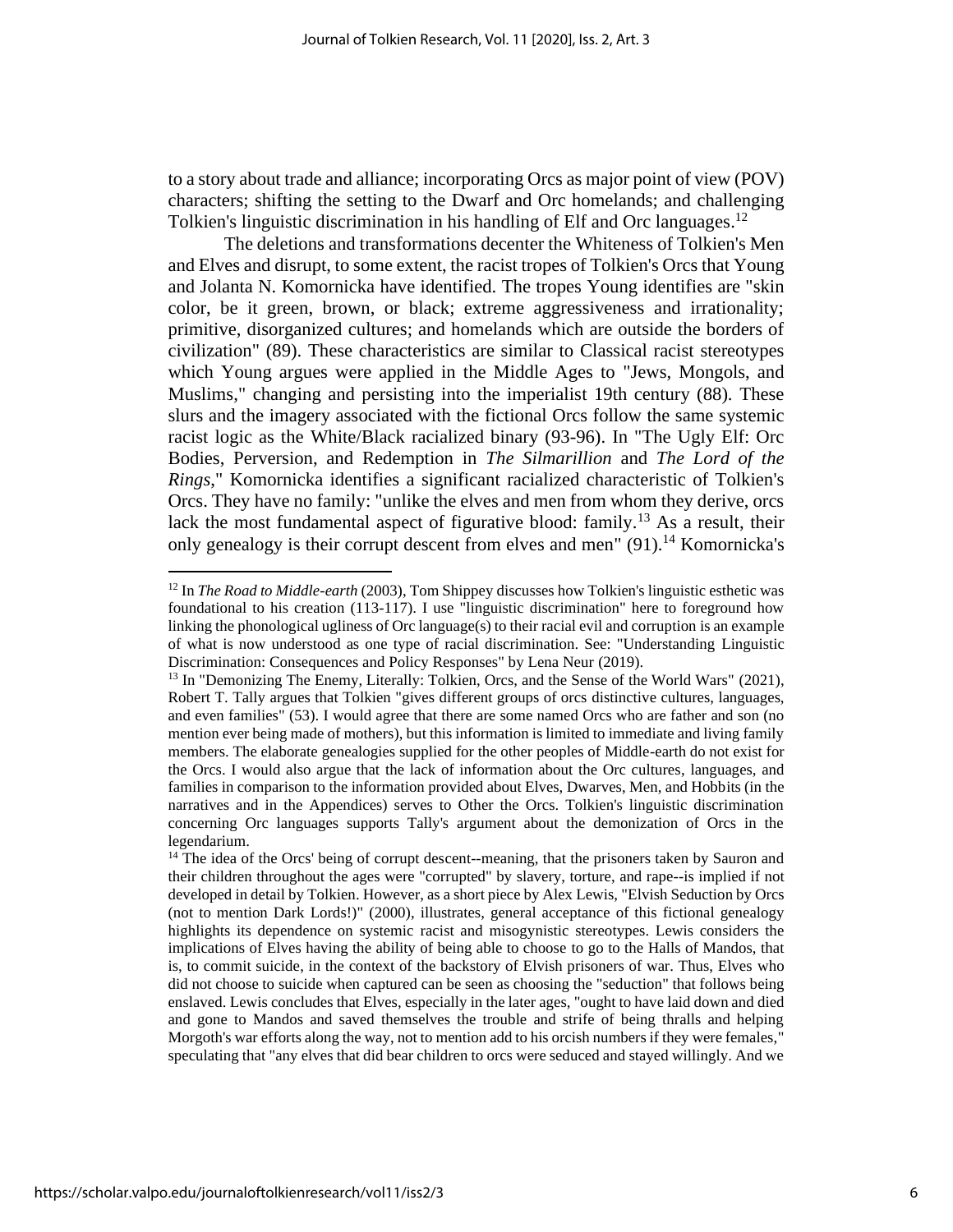to a story about trade and alliance; incorporating Orcs as major point of view (POV) characters; shifting the setting to the Dwarf and Orc homelands; and challenging Tolkien's linguistic discrimination in his handling of Elf and Orc languages.[12]

The deletions and transformations decenter the Whiteness of Tolkien's Men and Elves and disrupt, to some extent, the racist tropes of Tolkien's Orcs that Young and Jolanta N. Komornicka have identified. The tropes Young identifies are "skin color, be it green, brown, or black; extreme aggressiveness and irrationality; primitive, disorganized cultures; and homelands which are outside the borders of civilization" (89). These characteristics are similar to Classical racist stereotypes which Young argues were applied in the Middle Ages to "Jews, Mongols, and Muslims," changing and persisting into the imperialist 19th century (88). These slurs and the imagery associated with the fictional Orcs follow the same systemic racist logic as the White/Black racialized binary (93-96). In "The Ugly Elf: Orc Bodies, Perversion, and Redemption in *The Silmarillion* and *The Lord of the Rings*," Komornicka identifies a significant racialized characteristic of Tolkien's Orcs. They have no family: "unlike the elves and men from whom they derive, orcs lack the most fundamental aspect of figurative blood: family.[13] As a result, their only genealogy is their corrupt descent from elves and men" (91).[14] Komornicka's

---

[12] In *The Road to Middle-earth* (2003), Tom Shippey discusses how Tolkien's linguistic esthetic was foundational to his creation (113-117). I use "linguistic discrimination" here to foreground how linking the phonological ugliness of Orc language(s) to their racial evil and corruption is an example of what is now understood as one type of racial discrimination. See: "Understanding Linguistic Discrimination: Consequences and Policy Responses" by Lena Neur (2019).

[13] In "Demonizing The Enemy, Literally: Tolkien, Orcs, and the Sense of the World Wars" (2021), Robert T. Tally argues that Tolkien "gives different groups of orcs distinctive cultures, languages, and even families" (53). I would agree that there are some named Orcs who are father and son (no mention ever being made of mothers), but this information is limited to immediate and living family members. The elaborate genealogies supplied for the other peoples of Middle-earth do not exist for the Orcs. I would also argue that the lack of information about the Orc cultures, languages, and families in comparison to the information provided about Elves, Dwarves, Men, and Hobbits (in the narratives and in the Appendices) serves to Other the Orcs. Tolkien's linguistic discrimination concerning Orc languages supports Tally's argument about the demonization of Orcs in the legendarium.

[14] The idea of the Orcs' being of corrupt descent--meaning, that the prisoners taken by Sauron and their children throughout the ages were "corrupted" by slavery, torture, and rape--is implied if not developed in detail by Tolkien. However, as a short piece by Alex Lewis, "Elvish Seduction by Orcs (not to mention Dark Lords!)" (2000), illustrates, general acceptance of this fictional genealogy highlights its dependence on systemic racist and misogynistic stereotypes. Lewis considers the implications of Elves having the ability of being able to choose to go to the Halls of Mandos, that is, to commit suicide, in the context of the backstory of Elvish prisoners of war. Thus, Elves who did not choose to suicide when captured can be seen as choosing the "seduction" that follows being enslaved. Lewis concludes that Elves, especially in the later ages, "ought to have laid down and died and gone to Mandos and saved themselves the trouble and strife of being thralls and helping Morgoth's war efforts along the way, not to mention add to his orcish numbers if they were females," speculating that "any elves that did bear children to orcs were seduced and stayed willingly. And we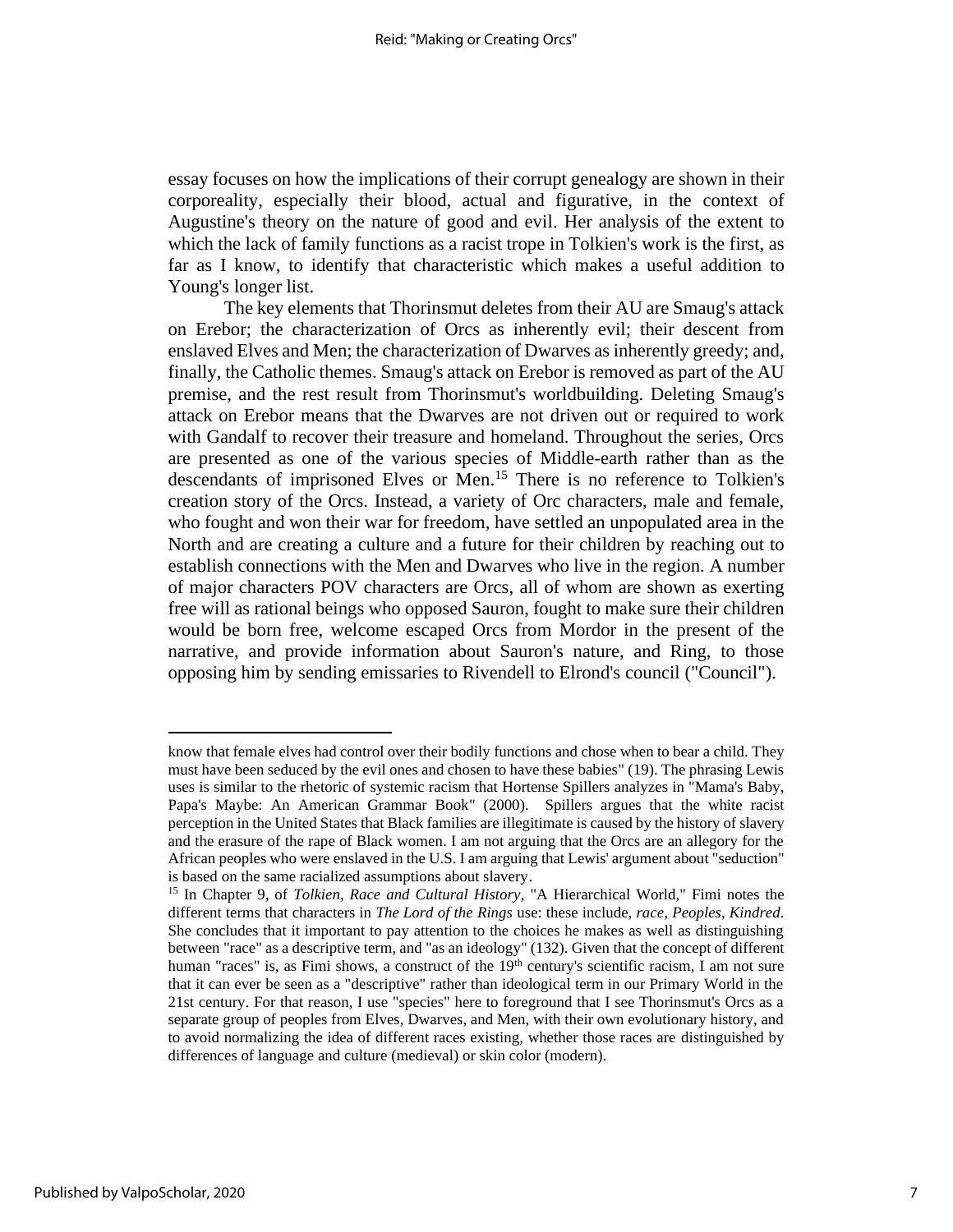essay focuses on how the implications of their corrupt genealogy are shown in their corporeality, especially their blood, actual and figurative, in the context of Augustine's theory on the nature of good and evil. Her analysis of the extent to which the lack of family functions as a racist trope in Tolkien's work is the first, as far as I know, to identify that characteristic which makes a useful addition to Young's longer list.

The key elements that Thorinsmut deletes from their AU are Smaug's attack on Erebor; the characterization of Orcs as inherently evil; their descent from enslaved Elves and Men; the characterization of Dwarves as inherently greedy; and, finally, the Catholic themes. Smaug's attack on Erebor is removed as part of the AU premise, and the rest result from Thorinsmut's worldbuilding. Deleting Smaug's attack on Erebor means that the Dwarves are not driven out or required to work with Gandalf to recover their treasure and homeland. Throughout the series, Orcs are presented as one of the various species of Middle-earth rather than as the descendants of imprisoned Elves or Men.[15] There is no reference to Tolkien's creation story of the Orcs. Instead, a variety of Orc characters, male and female, who fought and won their war for freedom, have settled an unpopulated area in the North and are creating a culture and a future for their children by reaching out to establish connections with the Men and Dwarves who live in the region. A number of major characters POV characters are Orcs, all of whom are shown as exerting free will as rational beings who opposed Sauron, fought to make sure their children would be born free, welcome escaped Orcs from Mordor in the present of the narrative, and provide information about Sauron's nature, and Ring, to those opposing him by sending emissaries to Rivendell to Elrond's council ("Council").

---

know that female elves had control over their bodily functions and chose when to bear a child. They must have been seduced by the evil ones and chosen to have these babies" (19). The phrasing Lewis uses is similar to the rhetoric of systemic racism that Hortense Spillers analyzes in "Mama's Baby, Papa's Maybe: An American Grammar Book" (2000). Spillers argues that the white racist perception in the United States that Black families are illegitimate is caused by the history of slavery and the erasure of the rape of Black women. I am not arguing that the Orcs are an allegory for the African peoples who were enslaved in the U.S. I am arguing that Lewis' argument about "seduction" is based on the same racialized assumptions about slavery.

[15] In Chapter 9, of *Tolkien, Race and Cultural History*, "A Hierarchical World," Fimi notes the different terms that characters in *The Lord of the Rings* use: these include, *race*, *Peoples*, *Kindred*. She concludes that it important to pay attention to the choices he makes as well as distinguishing between "race" as a descriptive term, and "as an ideology" (132). Given that the concept of different human "races" is, as Fimi shows, a construct of the 19th century's scientific racism, I am not sure that it can ever be seen as a "descriptive" rather than ideological term in our Primary World in the 21st century. For that reason, I use "species" here to foreground that I see Thorinsmut's Orcs as a separate group of peoples from Elves, Dwarves, and Men, with their own evolutionary history, and to avoid normalizing the idea of different races existing, whether those races are distinguished by differences of language and culture (medieval) or skin color (modern).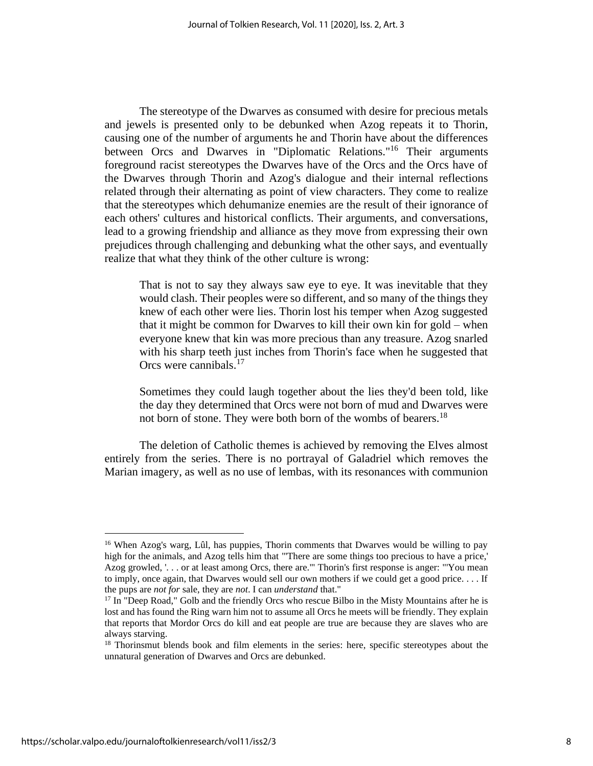The stereotype of the Dwarves as consumed with desire for precious metals and jewels is presented only to be debunked when Azog repeats it to Thorin, causing one of the number of arguments he and Thorin have about the differences between Orcs and Dwarves in "Diplomatic Relations."[16] Their arguments foreground racist stereotypes the Dwarves have of the Orcs and the Orcs have of the Dwarves through Thorin and Azog's dialogue and their internal reflections related through their alternating as point of view characters. They come to realize that the stereotypes which dehumanize enemies are the result of their ignorance of each others' cultures and historical conflicts. Their arguments, and conversations, lead to a growing friendship and alliance as they move from expressing their own prejudices through challenging and debunking what the other says, and eventually realize that what they think of the other culture is wrong:

> That is not to say they always saw eye to eye. It was inevitable that they would clash. Their peoples were so different, and so many of the things they knew of each other were lies. Thorin lost his temper when Azog suggested that it might be common for Dwarves to kill their own kin for gold – when everyone knew that kin was more precious than any treasure. Azog snarled with his sharp teeth just inches from Thorin's face when he suggested that Orcs were cannibals.[17]
>
> Sometimes they could laugh together about the lies they'd been told, like the day they determined that Orcs were not born of mud and Dwarves were not born of stone. They were both born of the wombs of bearers.[18]

The deletion of Catholic themes is achieved by removing the Elves almost entirely from the series. There is no portrayal of Galadriel which removes the Marian imagery, as well as no use of lembas, with its resonances with communion

---

[16] When Azog's warg, Lûl, has puppies, Thorin comments that Dwarves would be willing to pay high for the animals, and Azog tells him that "'There are some things too precious to have a price,' Azog growled, '. . . or at least among Orcs, there are.'" Thorin's first response is anger: "'You mean to imply, once again, that Dwarves would sell our own mothers if we could get a good price. . . . If the pups are *not for* sale, they are *not*. I can *understand* that."

[17] In "Deep Road," Golb and the friendly Orcs who rescue Bilbo in the Misty Mountains after he is lost and has found the Ring warn him not to assume all Orcs he meets will be friendly. They explain that reports that Mordor Orcs do kill and eat people are true are because they are slaves who are always starving.

[18] Thorinsmut blends book and film elements in the series: here, specific stereotypes about the unnatural generation of Dwarves and Orcs are debunked.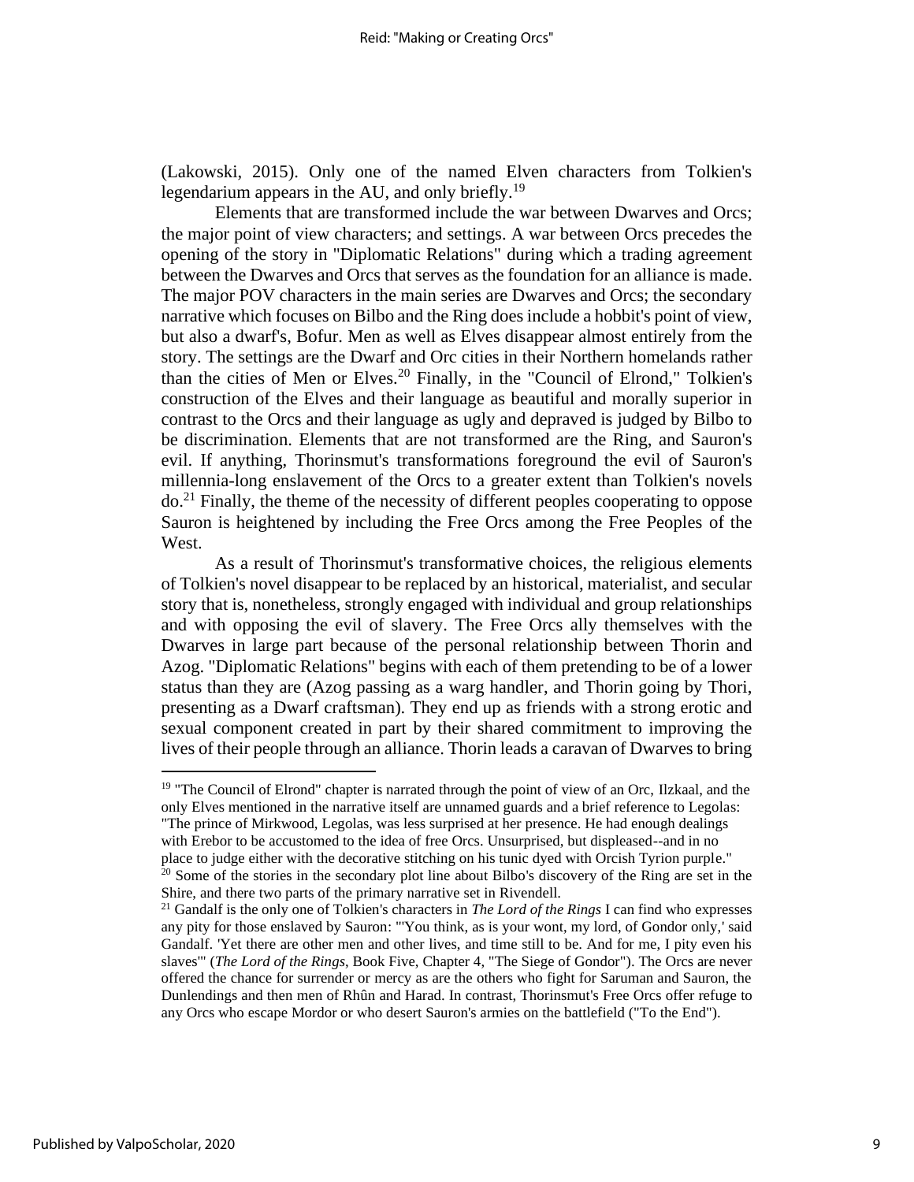(Lakowski, 2015). Only one of the named Elven characters from Tolkien's legendarium appears in the AU, and only briefly.[19]

Elements that are transformed include the war between Dwarves and Orcs; the major point of view characters; and settings. A war between Orcs precedes the opening of the story in "Diplomatic Relations" during which a trading agreement between the Dwarves and Orcs that serves as the foundation for an alliance is made. The major POV characters in the main series are Dwarves and Orcs; the secondary narrative which focuses on Bilbo and the Ring does include a hobbit's point of view, but also a dwarf's, Bofur. Men as well as Elves disappear almost entirely from the story. The settings are the Dwarf and Orc cities in their Northern homelands rather than the cities of Men or Elves.[20] Finally, in the "Council of Elrond," Tolkien's construction of the Elves and their language as beautiful and morally superior in contrast to the Orcs and their language as ugly and depraved is judged by Bilbo to be discrimination. Elements that are not transformed are the Ring, and Sauron's evil. If anything, Thorinsmut's transformations foreground the evil of Sauron's millennia-long enslavement of the Orcs to a greater extent than Tolkien's novels do.[21] Finally, the theme of the necessity of different peoples cooperating to oppose Sauron is heightened by including the Free Orcs among the Free Peoples of the West.

As a result of Thorinsmut's transformative choices, the religious elements of Tolkien's novel disappear to be replaced by an historical, materialist, and secular story that is, nonetheless, strongly engaged with individual and group relationships and with opposing the evil of slavery. The Free Orcs ally themselves with the Dwarves in large part because of the personal relationship between Thorin and Azog. "Diplomatic Relations" begins with each of them pretending to be of a lower status than they are (Azog passing as a warg handler, and Thorin going by Thori, presenting as a Dwarf craftsman). They end up as friends with a strong erotic and sexual component created in part by their shared commitment to improving the lives of their people through an alliance. Thorin leads a caravan of Dwarves to bring

---

[19] "The Council of Elrond" chapter is narrated through the point of view of an Orc, Ilzkaal, and the only Elves mentioned in the narrative itself are unnamed guards and a brief reference to Legolas: "The prince of Mirkwood, Legolas, was less surprised at her presence. He had enough dealings with Erebor to be accustomed to the idea of free Orcs. Unsurprised, but displeased--and in no place to judge either with the decorative stitching on his tunic dyed with Orcish Tyrion purple."

[20] Some of the stories in the secondary plot line about Bilbo's discovery of the Ring are set in the Shire, and there two parts of the primary narrative set in Rivendell.

[21] Gandalf is the only one of Tolkien's characters in *The Lord of the Rings* I can find who expresses any pity for those enslaved by Sauron: "'You think, as is your wont, my lord, of Gondor only,' said Gandalf. 'Yet there are other men and other lives, and time still to be. And for me, I pity even his slaves'" (*The Lord of the Rings*, Book Five, Chapter 4, "The Siege of Gondor"). The Orcs are never offered the chance for surrender or mercy as are the others who fight for Saruman and Sauron, the Dunlendings and then men of Rhûn and Harad. In contrast, Thorinsmut's Free Orcs offer refuge to any Orcs who escape Mordor or who desert Sauron's armies on the battlefield ("To the End").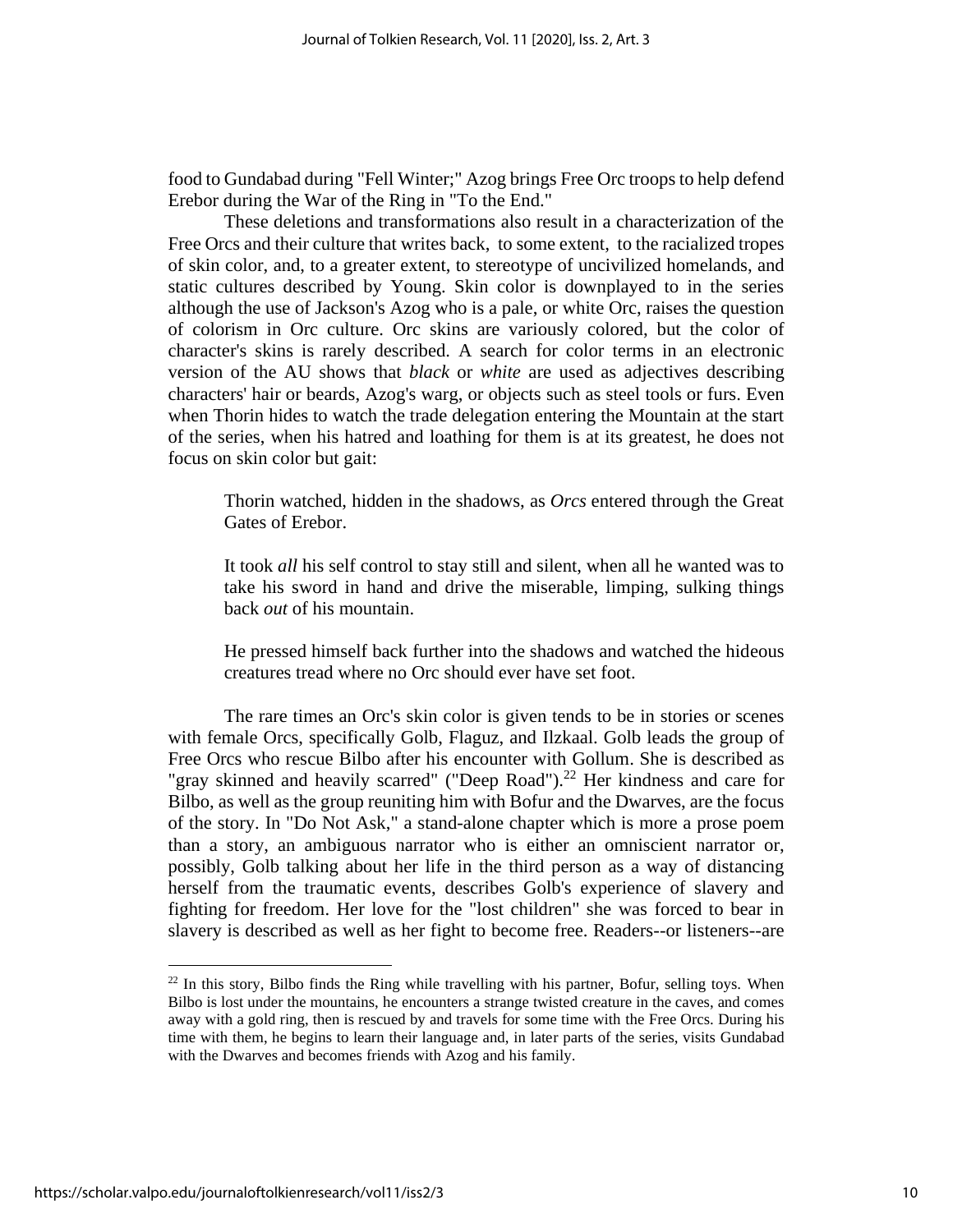food to Gundabad during "Fell Winter;" Azog brings Free Orc troops to help defend Erebor during the War of the Ring in "To the End."

These deletions and transformations also result in a characterization of the Free Orcs and their culture that writes back, to some extent, to the racialized tropes of skin color, and, to a greater extent, to stereotype of uncivilized homelands, and static cultures described by Young. Skin color is downplayed to in the series although the use of Jackson's Azog who is a pale, or white Orc, raises the question of colorism in Orc culture. Orc skins are variously colored, but the color of character's skins is rarely described. A search for color terms in an electronic version of the AU shows that *black* or *white* are used as adjectives describing characters' hair or beards, Azog's warg, or objects such as steel tools or furs. Even when Thorin hides to watch the trade delegation entering the Mountain at the start of the series, when his hatred and loathing for them is at its greatest, he does not focus on skin color but gait:

> Thorin watched, hidden in the shadows, as *Orcs* entered through the Great Gates of Erebor.
>
> It took *all* his self control to stay still and silent, when all he wanted was to take his sword in hand and drive the miserable, limping, sulking things back *out* of his mountain.
>
> He pressed himself back further into the shadows and watched the hideous creatures tread where no Orc should ever have set foot.

The rare times an Orc's skin color is given tends to be in stories or scenes with female Orcs, specifically Golb, Flaguz, and Ilzkaal. Golb leads the group of Free Orcs who rescue Bilbo after his encounter with Gollum. She is described as "gray skinned and heavily scarred" ("Deep Road").[22] Her kindness and care for Bilbo, as well as the group reuniting him with Bofur and the Dwarves, are the focus of the story. In "Do Not Ask," a stand-alone chapter which is more a prose poem than a story, an ambiguous narrator who is either an omniscient narrator or, possibly, Golb talking about her life in the third person as a way of distancing herself from the traumatic events, describes Golb's experience of slavery and fighting for freedom. Her love for the "lost children" she was forced to bear in slavery is described as well as her fight to become free. Readers--or listeners--are

[22] In this story, Bilbo finds the Ring while travelling with his partner, Bofur, selling toys. When Bilbo is lost under the mountains, he encounters a strange twisted creature in the caves, and comes away with a gold ring, then is rescued by and travels for some time with the Free Orcs. During his time with them, he begins to learn their language and, in later parts of the series, visits Gundabad with the Dwarves and becomes friends with Azog and his family.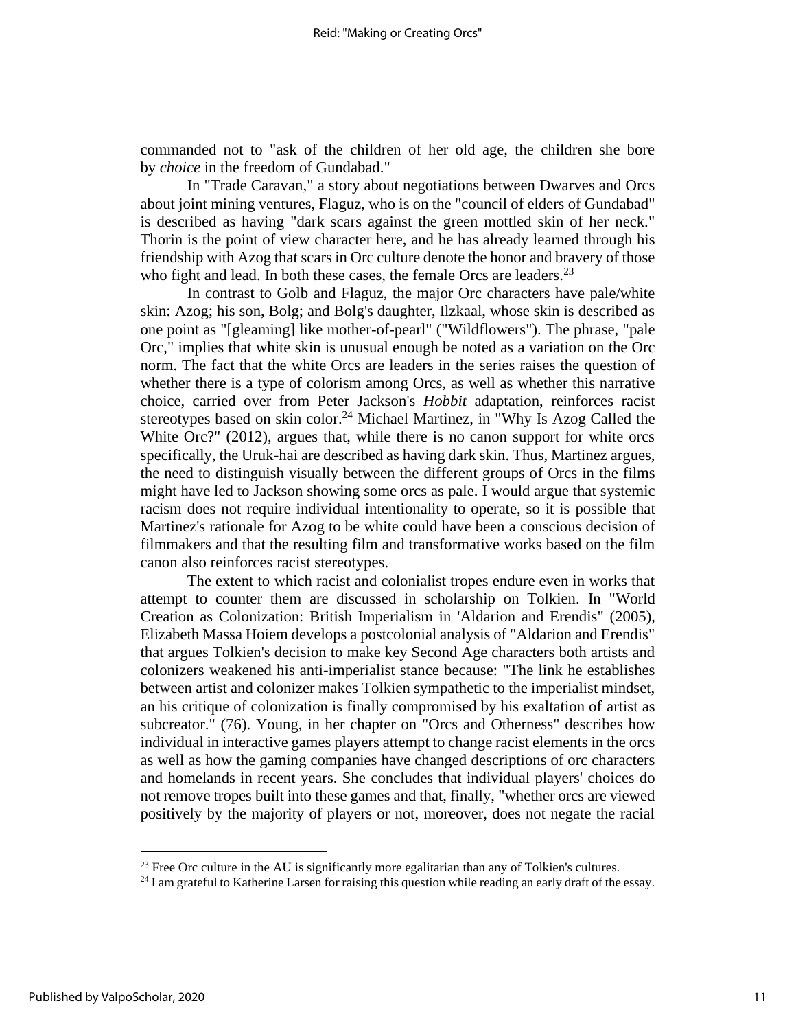commanded not to "ask of the children of her old age, the children she bore by *choice* in the freedom of Gundabad."

In "Trade Caravan," a story about negotiations between Dwarves and Orcs about joint mining ventures, Flaguz, who is on the "council of elders of Gundabad" is described as having "dark scars against the green mottled skin of her neck." Thorin is the point of view character here, and he has already learned through his friendship with Azog that scars in Orc culture denote the honor and bravery of those who fight and lead. In both these cases, the female Orcs are leaders.[23]

In contrast to Golb and Flaguz, the major Orc characters have pale/white skin: Azog; his son, Bolg; and Bolg's daughter, Ilzkaal, whose skin is described as one point as "[gleaming] like mother-of-pearl" ("Wildflowers"). The phrase, "pale Orc," implies that white skin is unusual enough be noted as a variation on the Orc norm. The fact that the white Orcs are leaders in the series raises the question of whether there is a type of colorism among Orcs, as well as whether this narrative choice, carried over from Peter Jackson's *Hobbit* adaptation, reinforces racist stereotypes based on skin color.[24] Michael Martinez, in "Why Is Azog Called the White Orc?" (2012), argues that, while there is no canon support for white orcs specifically, the Uruk-hai are described as having dark skin. Thus, Martinez argues, the need to distinguish visually between the different groups of Orcs in the films might have led to Jackson showing some orcs as pale. I would argue that systemic racism does not require individual intentionality to operate, so it is possible that Martinez's rationale for Azog to be white could have been a conscious decision of filmmakers and that the resulting film and transformative works based on the film canon also reinforces racist stereotypes.

The extent to which racist and colonialist tropes endure even in works that attempt to counter them are discussed in scholarship on Tolkien. In "World Creation as Colonization: British Imperialism in 'Aldarion and Erendis'" (2005), Elizabeth Massa Hoiem develops a postcolonial analysis of "Aldarion and Erendis" that argues Tolkien's decision to make key Second Age characters both artists and colonizers weakened his anti-imperialist stance because: "The link he establishes between artist and colonizer makes Tolkien sympathetic to the imperialist mindset, an his critique of colonization is finally compromised by his exaltation of artist as subcreator." (76). Young, in her chapter on "Orcs and Otherness" describes how individual in interactive games players attempt to change racist elements in the orcs as well as how the gaming companies have changed descriptions of orc characters and homelands in recent years. She concludes that individual players' choices do not remove tropes built into these games and that, finally, "whether orcs are viewed positively by the majority of players or not, moreover, does not negate the racial

---

[23] Free Orc culture in the AU is significantly more egalitarian than any of Tolkien's cultures.

[24] I am grateful to Katherine Larsen for raising this question while reading an early draft of the essay.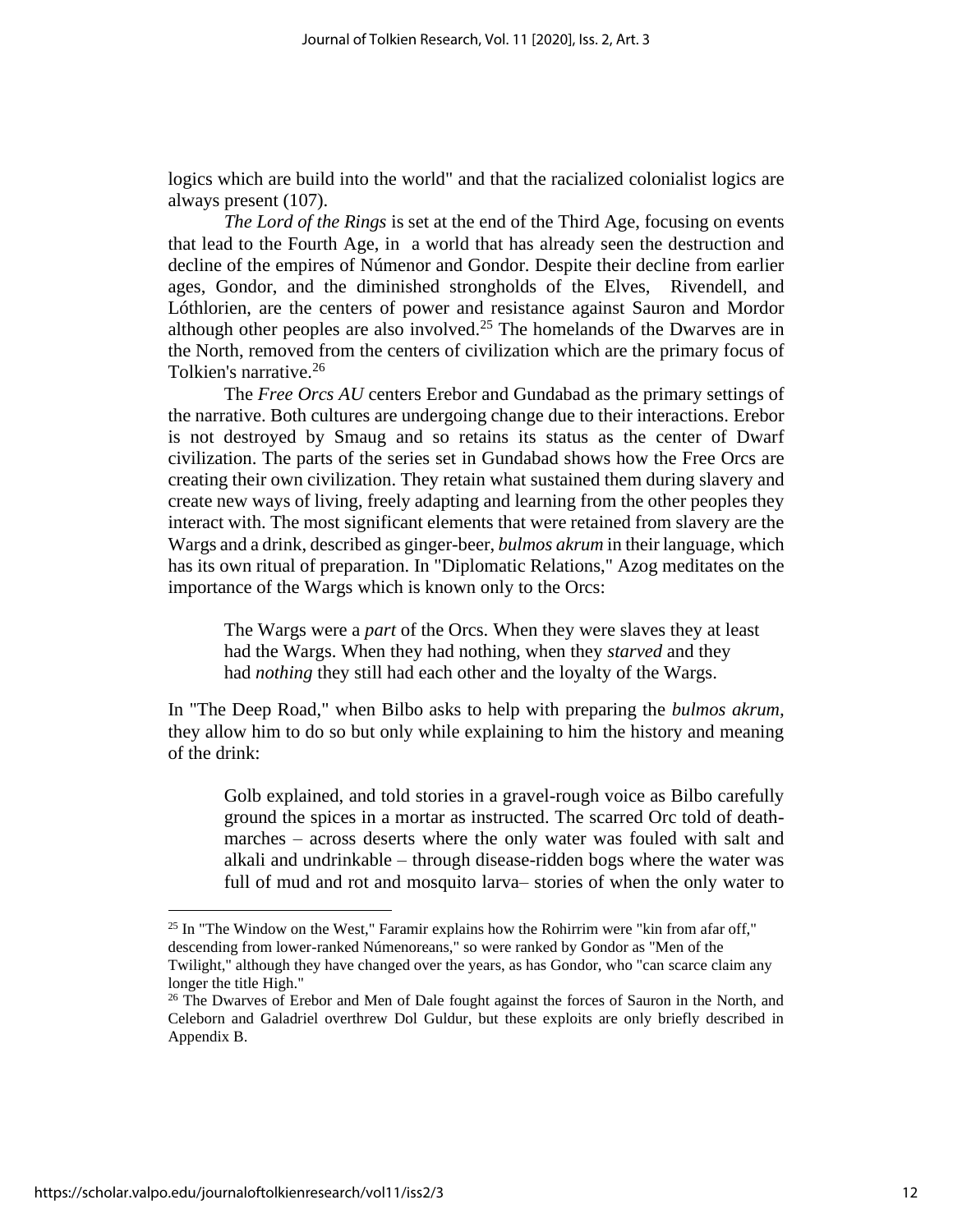logics which are build into the world" and that the racialized colonialist logics are always present (107).

*The Lord of the Rings* is set at the end of the Third Age, focusing on events that lead to the Fourth Age, in a world that has already seen the destruction and decline of the empires of Númenor and Gondor. Despite their decline from earlier ages, Gondor, and the diminished strongholds of the Elves, Rivendell, and Lóthlorien, are the centers of power and resistance against Sauron and Mordor although other peoples are also involved.[25] The homelands of the Dwarves are in the North, removed from the centers of civilization which are the primary focus of Tolkien's narrative.[26]

The *Free Orcs AU* centers Erebor and Gundabad as the primary settings of the narrative. Both cultures are undergoing change due to their interactions. Erebor is not destroyed by Smaug and so retains its status as the center of Dwarf civilization. The parts of the series set in Gundabad shows how the Free Orcs are creating their own civilization. They retain what sustained them during slavery and create new ways of living, freely adapting and learning from the other peoples they interact with. The most significant elements that were retained from slavery are the Wargs and a drink, described as ginger-beer, *bulmos akrum* in their language, which has its own ritual of preparation. In "Diplomatic Relations," Azog meditates on the importance of the Wargs which is known only to the Orcs:

> The Wargs were a *part* of the Orcs. When they were slaves they at least had the Wargs. When they had nothing, when they *starved* and they had *nothing* they still had each other and the loyalty of the Wargs.

In "The Deep Road," when Bilbo asks to help with preparing the *bulmos akrum*, they allow him to do so but only while explaining to him the history and meaning of the drink:

> Golb explained, and told stories in a gravel-rough voice as Bilbo carefully ground the spices in a mortar as instructed. The scarred Orc told of death-marches – across deserts where the only water was fouled with salt and alkali and undrinkable – through disease-ridden bogs where the water was full of mud and rot and mosquito larva– stories of when the only water to

---

[25] In "The Window on the West," Faramir explains how the Rohirrim were "kin from afar off," descending from lower-ranked Númenoreans," so were ranked by Gondor as "Men of the Twilight," although they have changed over the years, as has Gondor, who "can scarce claim any longer the title High."

[26] The Dwarves of Erebor and Men of Dale fought against the forces of Sauron in the North, and Celeborn and Galadriel overthrew Dol Guldur, but these exploits are only briefly described in Appendix B.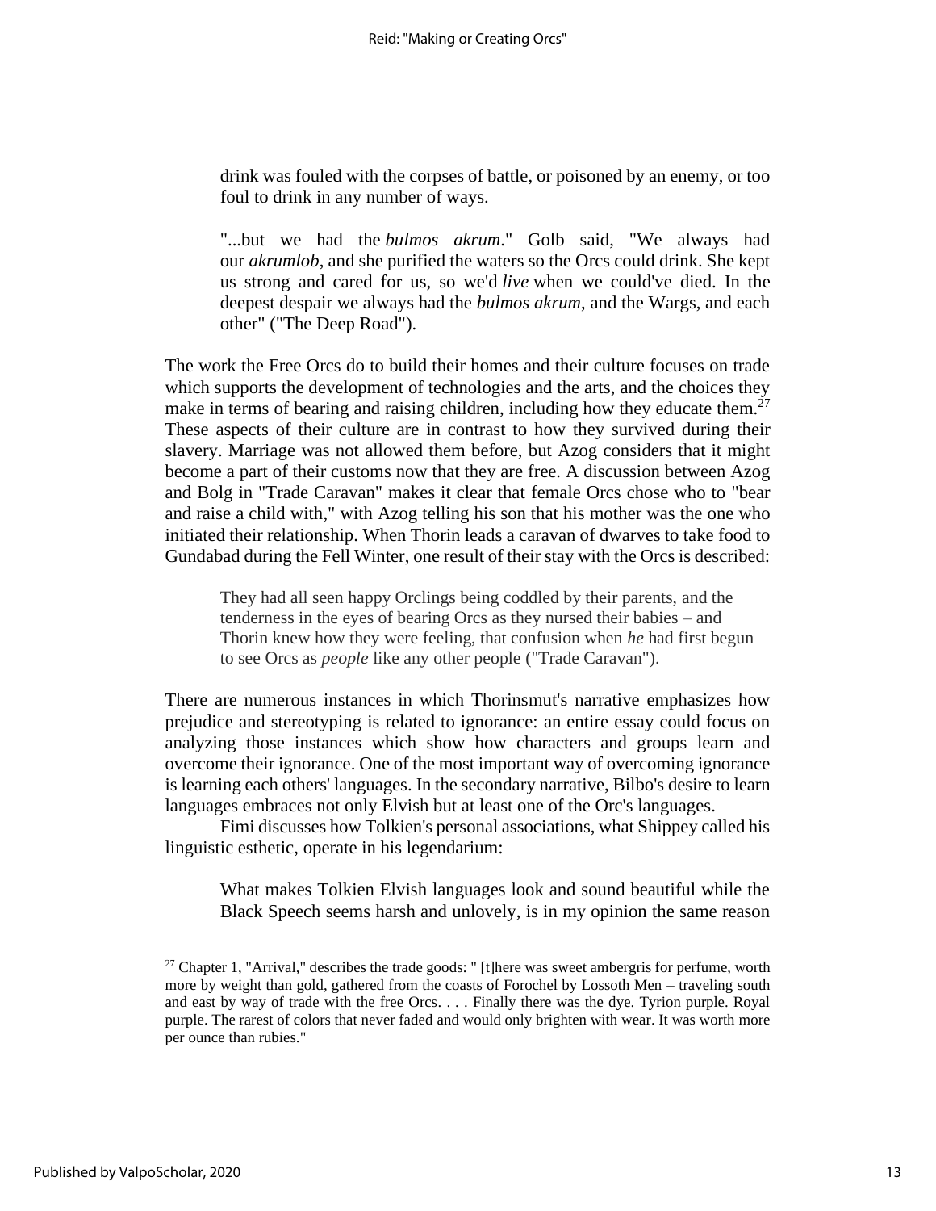drink was fouled with the corpses of battle, or poisoned by an enemy, or too foul to drink in any number of ways.

> "...but we had the *bulmos akrum*." Golb said, "We always had our *akrumlob*, and she purified the waters so the Orcs could drink. She kept us strong and cared for us, so we'd *live* when we could've died. In the deepest despair we always had the *bulmos akrum*, and the Wargs, and each other" ("The Deep Road").

The work the Free Orcs do to build their homes and their culture focuses on trade which supports the development of technologies and the arts, and the choices they make in terms of bearing and raising children, including how they educate them.[27] These aspects of their culture are in contrast to how they survived during their slavery. Marriage was not allowed them before, but Azog considers that it might become a part of their customs now that they are free. A discussion between Azog and Bolg in "Trade Caravan" makes it clear that female Orcs chose who to "bear and raise a child with," with Azog telling his son that his mother was the one who initiated their relationship. When Thorin leads a caravan of dwarves to take food to Gundabad during the Fell Winter, one result of their stay with the Orcs is described:

> They had all seen happy Orclings being coddled by their parents, and the tenderness in the eyes of bearing Orcs as they nursed their babies – and Thorin knew how they were feeling, that confusion when *he* had first begun to see Orcs as *people* like any other people ("Trade Caravan").

There are numerous instances in which Thorinsmut's narrative emphasizes how prejudice and stereotyping is related to ignorance: an entire essay could focus on analyzing those instances which show how characters and groups learn and overcome their ignorance. One of the most important way of overcoming ignorance is learning each others' languages. In the secondary narrative, Bilbo's desire to learn languages embraces not only Elvish but at least one of the Orc's languages.

Fimi discusses how Tolkien's personal associations, what Shippey called his linguistic esthetic, operate in his legendarium:

> What makes Tolkien Elvish languages look and sound beautiful while the Black Speech seems harsh and unlovely, is in my opinion the same reason

[27] Chapter 1, "Arrival," describes the trade goods: " [t]here was sweet ambergris for perfume, worth more by weight than gold, gathered from the coasts of Forochel by Lossoth Men – traveling south and east by way of trade with the free Orcs. . . . Finally there was the dye. Tyrion purple. Royal purple. The rarest of colors that never faded and would only brighten with wear. It was worth more per ounce than rubies."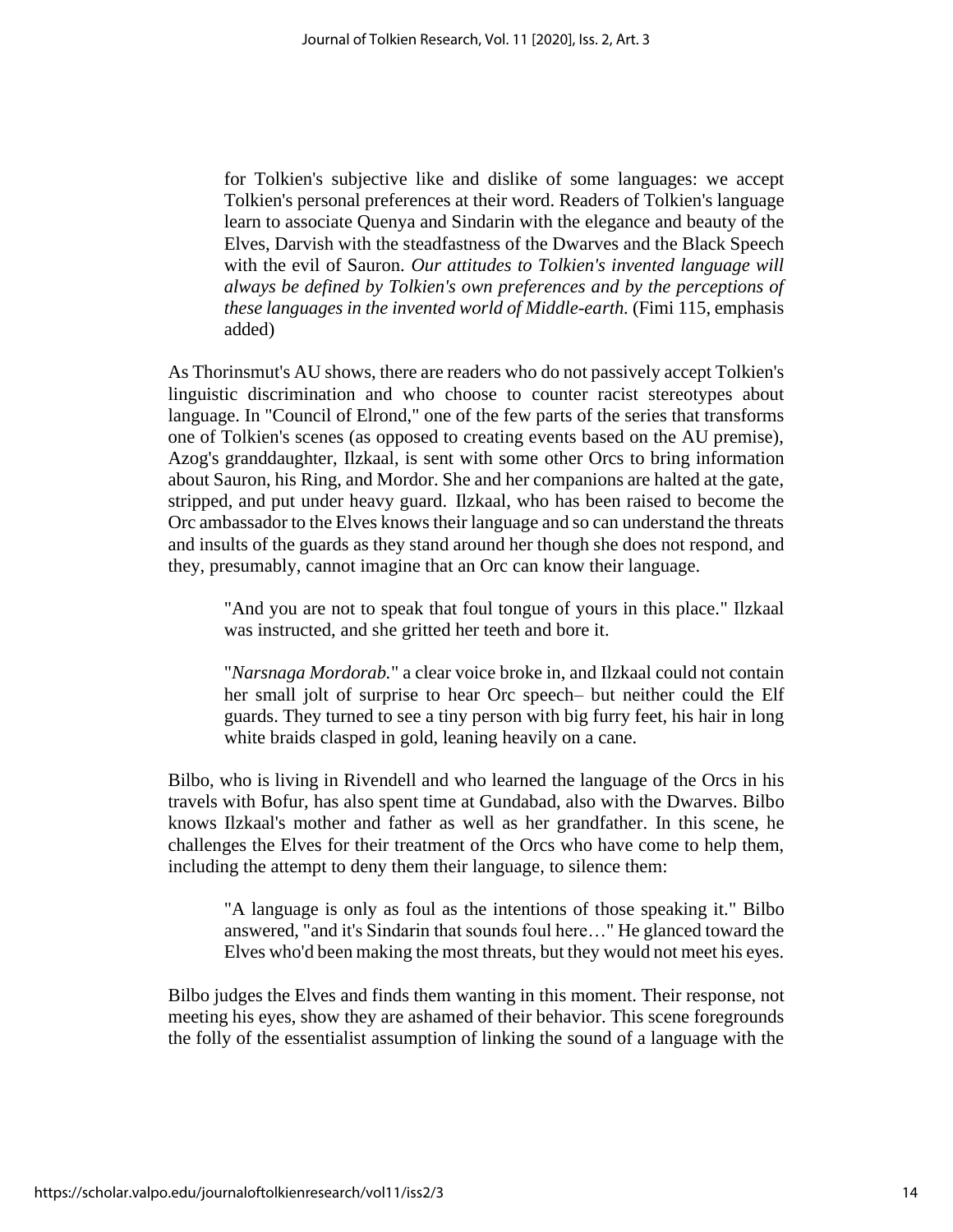> for Tolkien's subjective like and dislike of some languages: we accept Tolkien's personal preferences at their word. Readers of Tolkien's language learn to associate Quenya and Sindarin with the elegance and beauty of the Elves, Darvish with the steadfastness of the Dwarves and the Black Speech with the evil of Sauron. *Our attitudes to Tolkien's invented language will always be defined by Tolkien's own preferences and by the perceptions of these languages in the invented world of Middle-earth.* (Fimi 115, emphasis added)

As Thorinsmut's AU shows, there are readers who do not passively accept Tolkien's linguistic discrimination and who choose to counter racist stereotypes about language. In "Council of Elrond," one of the few parts of the series that transforms one of Tolkien's scenes (as opposed to creating events based on the AU premise), Azog's granddaughter, Ilzkaal, is sent with some other Orcs to bring information about Sauron, his Ring, and Mordor. She and her companions are halted at the gate, stripped, and put under heavy guard. Ilzkaal, who has been raised to become the Orc ambassador to the Elves knows their language and so can understand the threats and insults of the guards as they stand around her though she does not respond, and they, presumably, cannot imagine that an Orc can know their language.

> "And you are not to speak that foul tongue of yours in this place." Ilzkaal was instructed, and she gritted her teeth and bore it.
>
> "*Narsnaga Mordorab.*" a clear voice broke in, and Ilzkaal could not contain her small jolt of surprise to hear Orc speech– but neither could the Elf guards. They turned to see a tiny person with big furry feet, his hair in long white braids clasped in gold, leaning heavily on a cane.

Bilbo, who is living in Rivendell and who learned the language of the Orcs in his travels with Bofur, has also spent time at Gundabad, also with the Dwarves. Bilbo knows Ilzkaal's mother and father as well as her grandfather. In this scene, he challenges the Elves for their treatment of the Orcs who have come to help them, including the attempt to deny them their language, to silence them:

> "A language is only as foul as the intentions of those speaking it." Bilbo answered, "and it's Sindarin that sounds foul here…" He glanced toward the Elves who'd been making the most threats, but they would not meet his eyes.

Bilbo judges the Elves and finds them wanting in this moment. Their response, not meeting his eyes, show they are ashamed of their behavior. This scene foregrounds the folly of the essentialist assumption of linking the sound of a language with the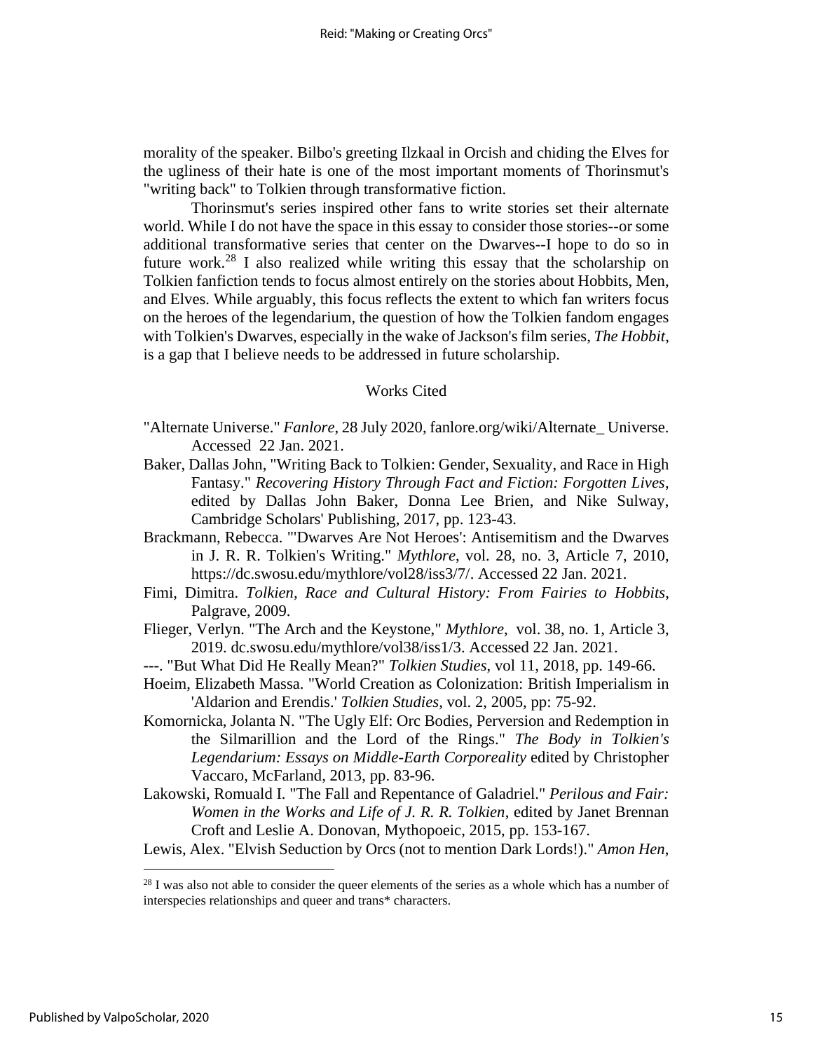morality of the speaker. Bilbo's greeting Ilzkaal in Orcish and chiding the Elves for the ugliness of their hate is one of the most important moments of Thorinsmut's "writing back" to Tolkien through transformative fiction.

Thorinsmut's series inspired other fans to write stories set their alternate world. While I do not have the space in this essay to consider those stories--or some additional transformative series that center on the Dwarves--I hope to do so in future work.[28] I also realized while writing this essay that the scholarship on Tolkien fanfiction tends to focus almost entirely on the stories about Hobbits, Men, and Elves. While arguably, this focus reflects the extent to which fan writers focus on the heroes of the legendarium, the question of how the Tolkien fandom engages with Tolkien's Dwarves, especially in the wake of Jackson's film series, *The Hobbit*, is a gap that I believe needs to be addressed in future scholarship.

## Works Cited

"Alternate Universe." *Fanlore*, 28 July 2020, fanlore.org/wiki/Alternate_ Universe. Accessed 22 Jan. 2021.

Baker, Dallas John, "Writing Back to Tolkien: Gender, Sexuality, and Race in High Fantasy." *Recovering History Through Fact and Fiction: Forgotten Lives*, edited by Dallas John Baker, Donna Lee Brien, and Nike Sulway, Cambridge Scholars' Publishing, 2017, pp. 123-43.

Brackmann, Rebecca. "'Dwarves Are Not Heroes': Antisemitism and the Dwarves in J. R. R. Tolkien's Writing." *Mythlore*, vol. 28, no. 3, Article 7, 2010, https://dc.swosu.edu/mythlore/vol28/iss3/7/. Accessed 22 Jan. 2021.

Fimi, Dimitra. *Tolkien, Race and Cultural History: From Fairies to Hobbits*, Palgrave, 2009.

Flieger, Verlyn. "The Arch and the Keystone," *Mythlore*, vol. 38, no. 1, Article 3, 2019. dc.swosu.edu/mythlore/vol38/iss1/3. Accessed 22 Jan. 2021.

---. "But What Did He Really Mean?" *Tolkien Studies*, vol 11, 2018, pp. 149-66.

Hoeim, Elizabeth Massa. "World Creation as Colonization: British Imperialism in 'Aldarion and Erendis.' *Tolkien Studies*, vol. 2, 2005, pp: 75-92.

Komornicka, Jolanta N. "The Ugly Elf: Orc Bodies, Perversion and Redemption in the Silmarillion and the Lord of the Rings." *The Body in Tolkien's Legendarium: Essays on Middle-Earth Corporeality* edited by Christopher Vaccaro, McFarland, 2013, pp. 83-96.

Lakowski, Romuald I. "The Fall and Repentance of Galadriel." *Perilous and Fair: Women in the Works and Life of J. R. R. Tolkien*, edited by Janet Brennan Croft and Leslie A. Donovan, Mythopoeic, 2015, pp. 153-167.

Lewis, Alex. "Elvish Seduction by Orcs (not to mention Dark Lords!)." *Amon Hen*,

[28] I was also not able to consider the queer elements of the series as a whole which has a number of interspecies relationships and queer and trans* characters.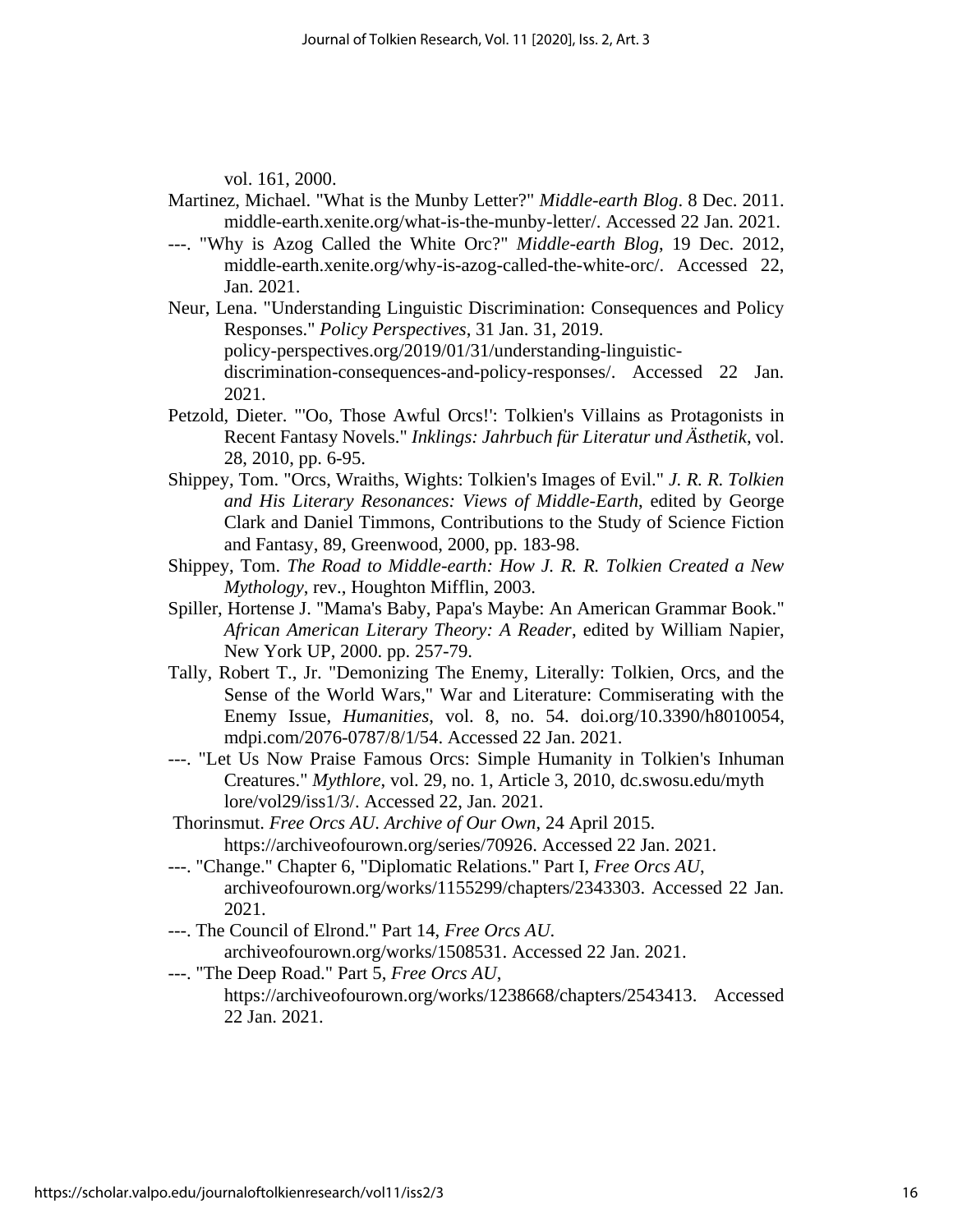vol. 161, 2000.

Martinez, Michael. "What is the Munby Letter?" *Middle-earth Blog*. 8 Dec. 2011. middle-earth.xenite.org/what-is-the-munby-letter/. Accessed 22 Jan. 2021.

---. "Why is Azog Called the White Orc?" *Middle-earth Blog*, 19 Dec. 2012, middle-earth.xenite.org/why-is-azog-called-the-white-orc/. Accessed 22, Jan. 2021.

Neur, Lena. "Understanding Linguistic Discrimination: Consequences and Policy Responses." *Policy Perspectives*, 31 Jan. 31, 2019. policy-perspectives.org/2019/01/31/understanding-linguistic-discrimination-consequences-and-policy-responses/. Accessed 22 Jan. 2021.

Petzold, Dieter. "'Oo, Those Awful Orcs!': Tolkien's Villains as Protagonists in Recent Fantasy Novels." *Inklings: Jahrbuch für Literatur und Ästhetik*, vol. 28, 2010, pp. 6-95.

Shippey, Tom. "Orcs, Wraiths, Wights: Tolkien's Images of Evil." *J. R. R. Tolkien and His Literary Resonances: Views of Middle-Earth*, edited by George Clark and Daniel Timmons, Contributions to the Study of Science Fiction and Fantasy, 89, Greenwood, 2000, pp. 183-98.

Shippey, Tom. *The Road to Middle-earth: How J. R. R. Tolkien Created a New Mythology*, rev., Houghton Mifflin, 2003.

Spiller, Hortense J. "Mama's Baby, Papa's Maybe: An American Grammar Book." *African American Literary Theory: A Reader*, edited by William Napier, New York UP, 2000. pp. 257-79.

Tally, Robert T., Jr. "Demonizing The Enemy, Literally: Tolkien, Orcs, and the Sense of the World Wars," War and Literature: Commiserating with the Enemy Issue, *Humanities*, vol. 8, no. 54. doi.org/10.3390/h8010054, mdpi.com/2076-0787/8/1/54. Accessed 22 Jan. 2021.

---. "Let Us Now Praise Famous Orcs: Simple Humanity in Tolkien's Inhuman Creatures." *Mythlore*, vol. 29, no. 1, Article 3, 2010, dc.swosu.edu/myth lore/vol29/iss1/3/. Accessed 22, Jan. 2021.

Thorinsmut. *Free Orcs AU*. *Archive of Our Own*, 24 April 2015. https://archiveofourown.org/series/70926. Accessed 22 Jan. 2021.

---. "Change." Chapter 6, "Diplomatic Relations." Part I, *Free Orcs AU*, archiveofourown.org/works/1155299/chapters/2343303. Accessed 22 Jan. 2021.

---. The Council of Elrond." Part 14, *Free Orcs AU*. archiveofourown.org/works/1508531. Accessed 22 Jan. 2021.

---. "The Deep Road." Part 5, *Free Orcs AU*, https://archiveofourown.org/works/1238668/chapters/2543413. Accessed 22 Jan. 2021.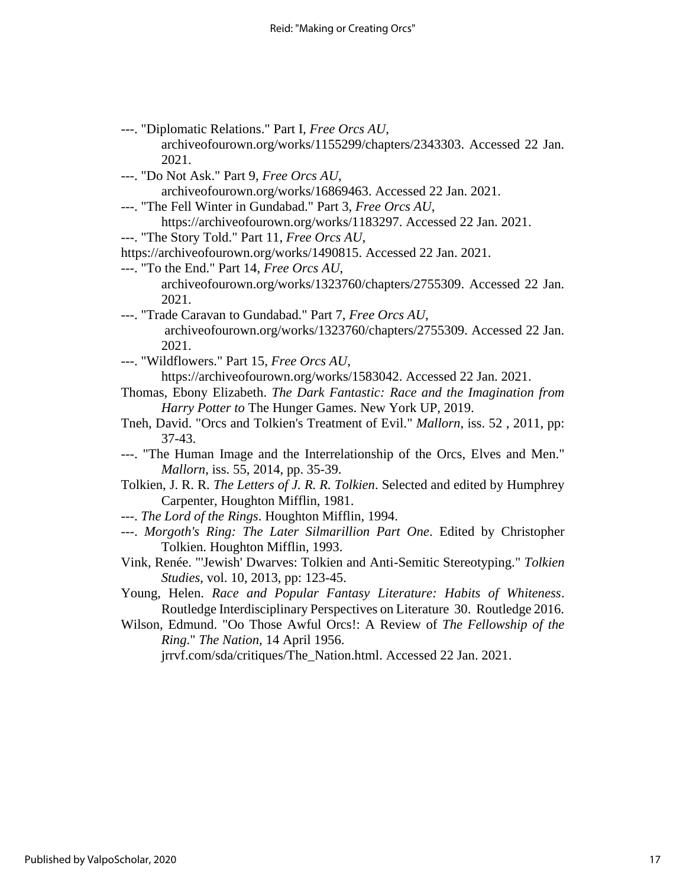---. "Diplomatic Relations." Part I, *Free Orcs AU*, archiveofourown.org/works/1155299/chapters/2343303. Accessed 22 Jan. 2021.

---. "Do Not Ask." Part 9, *Free Orcs AU*, archiveofourown.org/works/16869463. Accessed 22 Jan. 2021.

---. "The Fell Winter in Gundabad." Part 3, *Free Orcs AU*, https://archiveofourown.org/works/1183297. Accessed 22 Jan. 2021.

---. "The Story Told." Part 11, *Free Orcs AU*, https://archiveofourown.org/works/1490815. Accessed 22 Jan. 2021.

---. "To the End." Part 14, *Free Orcs AU*, archiveofourown.org/works/1323760/chapters/2755309. Accessed 22 Jan. 2021.

---. "Trade Caravan to Gundabad." Part 7, *Free Orcs AU*, archiveofourown.org/works/1323760/chapters/2755309. Accessed 22 Jan. 2021.

---. "Wildflowers." Part 15, *Free Orcs AU*, https://archiveofourown.org/works/1583042. Accessed 22 Jan. 2021.

Thomas, Ebony Elizabeth. *The Dark Fantastic: Race and the Imagination from Harry Potter to* The Hunger Games. New York UP, 2019.

Tneh, David. "Orcs and Tolkien's Treatment of Evil." *Mallorn*, iss. 52 , 2011, pp: 37-43.

---. "The Human Image and the Interrelationship of the Orcs, Elves and Men." *Mallorn*, iss. 55, 2014, pp. 35-39.

Tolkien, J. R. R. *The Letters of J. R. R. Tolkien*. Selected and edited by Humphrey Carpenter, Houghton Mifflin, 1981.

---. *The Lord of the Rings*. Houghton Mifflin, 1994.

---. *Morgoth's Ring: The Later Silmarillion Part One*. Edited by Christopher Tolkien. Houghton Mifflin, 1993.

Vink, Renée. "'Jewish' Dwarves: Tolkien and Anti-Semitic Stereotyping." *Tolkien Studies*, vol. 10, 2013, pp: 123-45.

Young, Helen. *Race and Popular Fantasy Literature: Habits of Whiteness*. Routledge Interdisciplinary Perspectives on Literature 30. Routledge 2016.

Wilson, Edmund. "Oo Those Awful Orcs!: A Review of *The Fellowship of the Ring*." *The Nation,* 14 April 1956. jrrvf.com/sda/critiques/The_Nation.html. Accessed 22 Jan. 2021.